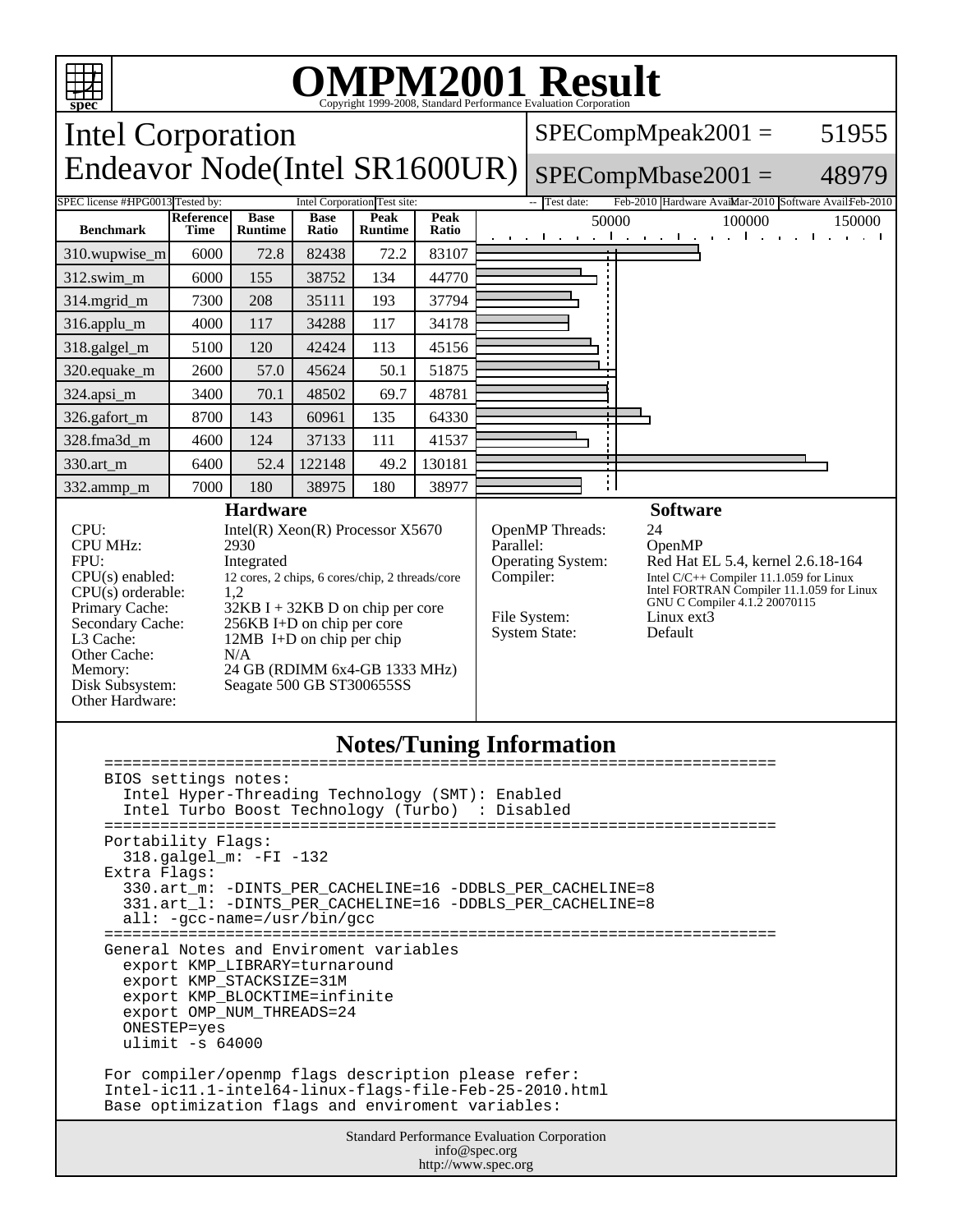# OMPM2001 Result

Copyright 1999-2008, Standard Performance Evaluation Corporation

## Intel Corporation
## Endeavor Node(Intel SR1600UR)

SPECompMpeak2001 = 51955

SPECompMbase2001 = 48979

SPEC license #: HPG0013 | Tested by: Intel Corporation | Test site: -- | Test date: Feb-2010 | Hardware Avail: Mar-2010 | Software Avail: Feb-2010

| Benchmark | Reference Time | Base Runtime | Base Ratio | Peak Runtime | Peak Ratio |
|---|---|---|---|---|---|
| 310.wupwise_m | 6000 | 72.8 | 82438 | 72.2 | 83107 |
| 312.swim_m | 6000 | 155 | 38752 | 134 | 44770 |
| 314.mgrid_m | 7300 | 208 | 35111 | 193 | 37794 |
| 316.applu_m | 4000 | 117 | 34288 | 117 | 34178 |
| 318.galgel_m | 5100 | 120 | 42424 | 113 | 45156 |
| 320.equake_m | 2600 | 57.0 | 45624 | 50.1 | 51875 |
| 324.apsi_m | 3400 | 70.1 | 48502 | 69.7 | 48781 |
| 326.gafort_m | 8700 | 143 | 60961 | 135 | 64330 |
| 328.fma3d_m | 4600 | 124 | 37133 | 111 | 41537 |
| 330.art_m | 6400 | 52.4 | 122148 | 49.2 | 130181 |
| 332.ammp_m | 7000 | 180 | 38975 | 180 | 38977 |

### Hardware

| | |
|---|---|
| CPU: | Intel(R) Xeon(R) Processor X5670 |
| CPU MHz: | 2930 |
| FPU: | Integrated |
| CPU(s) enabled: | 12 cores, 2 chips, 6 cores/chip, 2 threads/core |
| CPU(s) orderable: | 1,2 |
| Primary Cache: | 32KB I + 32KB D on chip per core |
| Secondary Cache: | 256KB I+D on chip per core |
| L3 Cache: | 12MB I+D on chip per chip |
| Other Cache: | N/A |
| Memory: | 24 GB (RDIMM 6x4-GB 1333 MHz) |
| Disk Subsystem: | Seagate 500 GB ST300655SS |
| Other Hardware: | |

### Software

| | |
|---|---|
| OpenMP Threads: | 24 |
| Parallel: | OpenMP |
| Operating System: | Red Hat EL 5.4, kernel 2.6.18-164 |
| Compiler: | Intel C/C++ Compiler 11.1.059 for Linux<br>Intel FORTRAN Compiler 11.1.059 for Linux<br>GNU C Compiler 4.1.2 20070115 |
| File System: | Linux ext3 |
| System State: | Default |

### Notes/Tuning Information

```
========================================================================
BIOS settings notes:
  Intel Hyper-Threading Technology (SMT): Enabled
  Intel Turbo Boost Technology (Turbo)  : Disabled
========================================================================
Portability Flags:
  318.galgel_m: -FI -132
Extra Flags:
  330.art_m: -DINTS_PER_CACHELINE=16 -DDBLS_PER_CACHELINE=8
  331.art_l: -DINTS_PER_CACHELINE=16 -DDBLS_PER_CACHELINE=8
  all: -gcc-name=/usr/bin/gcc
========================================================================
General Notes and Enviroment variables
  export KMP_LIBRARY=turnaround
  export KMP_STACKSIZE=31M
  export KMP_BLOCKTIME=infinite
  export OMP_NUM_THREADS=24
  ONESTEP=yes
  ulimit -s 64000

For compiler/openmp flags description please refer:
Intel-ic11.1-intel64-linux-flags-file-Feb-25-2010.html
Base optimization flags and enviroment variables:
```

Standard Performance Evaluation Corporation
info@spec.org
http://www.spec.org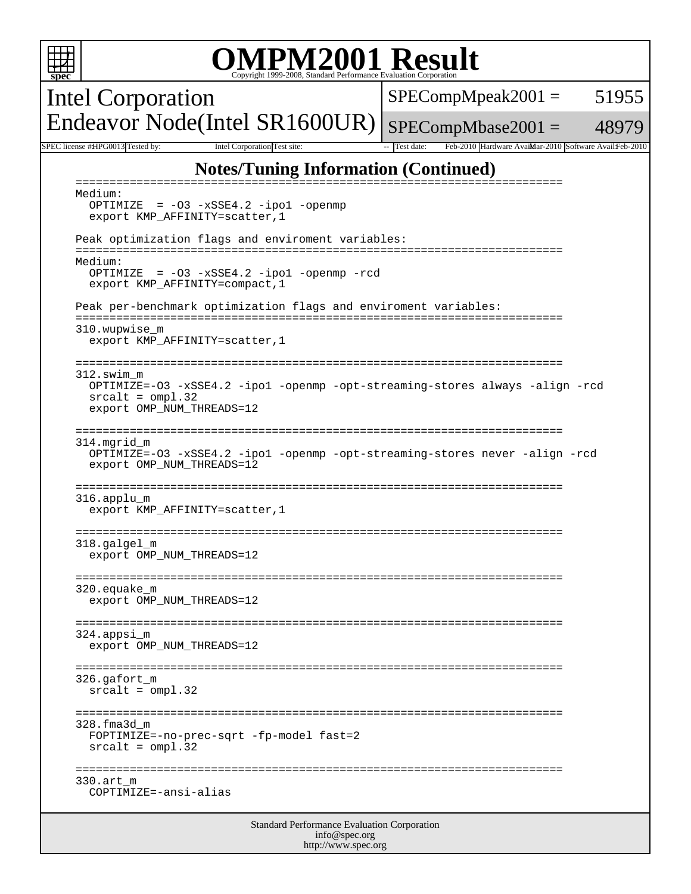# OMPM2001 Result

Copyright 1999-2008, Standard Performance Evaluation Corporation

Intel Corporation
Endeavor Node(Intel SR1600UR)

SPECompMpeak2001 = 51955
SPECompMbase2001 = 48979

| SPEC license #: HPG0013 | Tested by: | Intel Corporation | Test site: | -- | Test date: | Feb-2010 | Hardware Avail: | Mar-2010 | Software Avail: | Feb-2010 |
|---|---|---|---|---|---|---|---|---|---|---|

## Notes/Tuning Information (Continued)

```
=========================================================================
Medium:
  OPTIMIZE  = -O3 -xSSE4.2 -ipo1 -openmp
  export KMP_AFFINITY=scatter,1

Peak optimization flags and enviroment variables:
=========================================================================
Medium:
  OPTIMIZE  = -O3 -xSSE4.2 -ipo1 -openmp -rcd
  export KMP_AFFINITY=compact,1

Peak per-benchmark optimization flags and enviroment variables:
=========================================================================
310.wupwise_m
  export KMP_AFFINITY=scatter,1

=========================================================================
312.swim_m
  OPTIMIZE=-O3 -xSSE4.2 -ipo1 -openmp -opt-streaming-stores always -align -rcd
  srcalt = ompl.32
  export OMP_NUM_THREADS=12

=========================================================================
314.mgrid_m
  OPTIMIZE=-O3 -xSSE4.2 -ipo1 -openmp -opt-streaming-stores never -align -rcd
  export OMP_NUM_THREADS=12

=========================================================================
316.applu_m
  export KMP_AFFINITY=scatter,1

=========================================================================
318.galgel_m
  export OMP_NUM_THREADS=12

=========================================================================
320.equake_m
  export OMP_NUM_THREADS=12

=========================================================================
324.appsi_m
  export OMP_NUM_THREADS=12

=========================================================================
326.gafort_m
  srcalt = ompl.32

=========================================================================
328.fma3d_m
  FOPTIMIZE=-no-prec-sqrt -fp-model fast=2
  srcalt = ompl.32

=========================================================================
330.art_m
  COPTIMIZE=-ansi-alias
```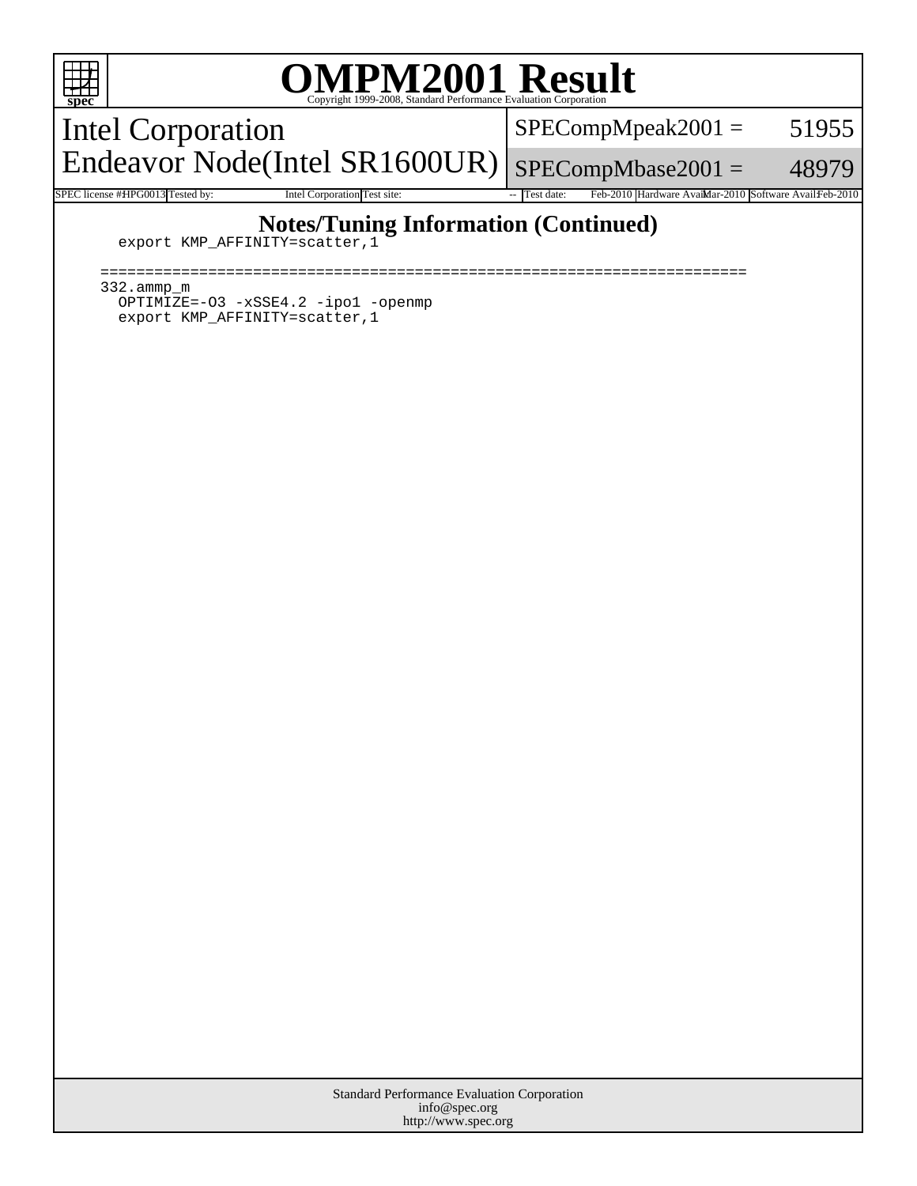## Notes/Tuning Information (Continued)

```
  export KMP_AFFINITY=scatter,1

======================================================================
332.ammp_m
  OPTIMIZE=-O3 -xSSE4.2 -ipo1 -openmp
  export KMP_AFFINITY=scatter,1
```